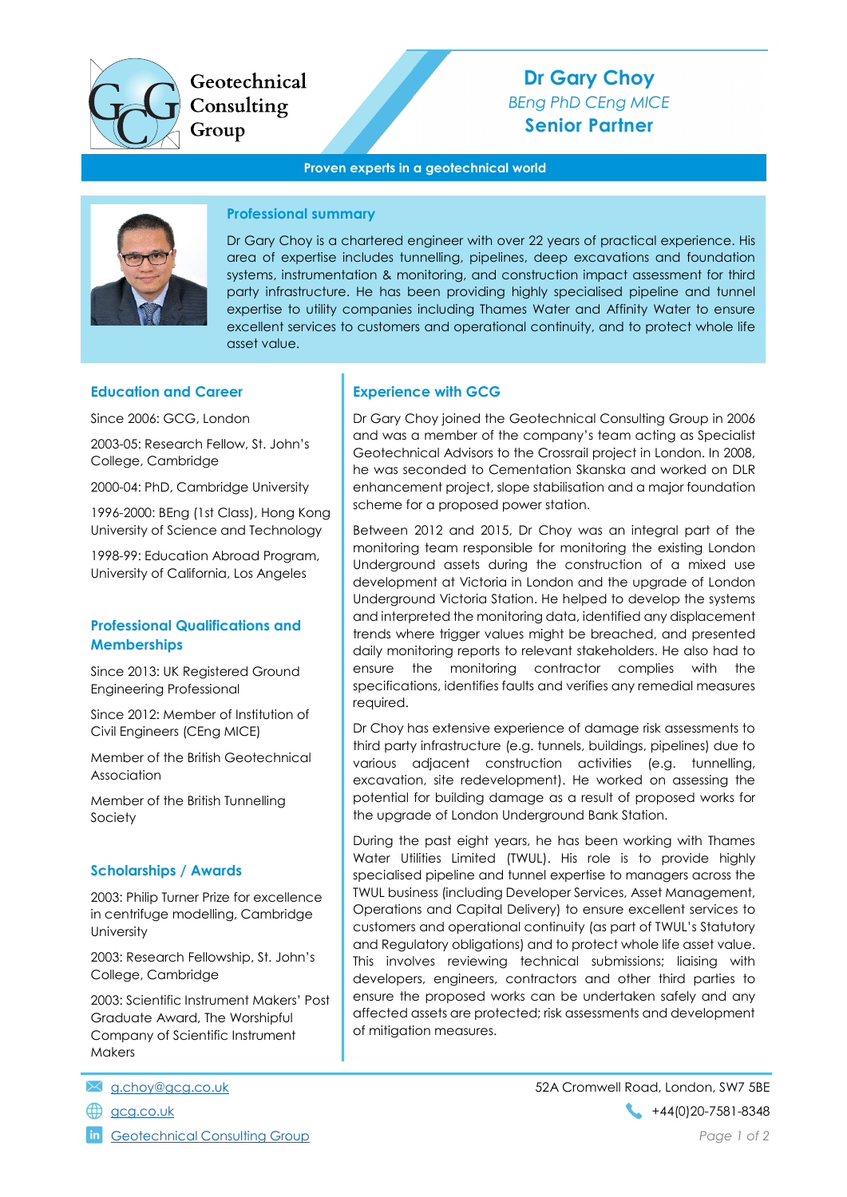Geotechnical Consulting Group

# Dr Gary Choy

*BEng PhD CEng MICE*

**Senior Partner**

**Proven experts in a geotechnical world**

## Professional summary

Dr Gary Choy is a chartered engineer with over 22 years of practical experience. His area of expertise includes tunnelling, pipelines, deep excavations and foundation systems, instrumentation & monitoring, and construction impact assessment for third party infrastructure. He has been providing highly specialised pipeline and tunnel expertise to utility companies including Thames Water and Affinity Water to ensure excellent services to customers and operational continuity, and to protect whole life asset value.

## Education and Career

Since 2006: GCG, London

2003-05: Research Fellow, St. John's College, Cambridge

2000-04: PhD, Cambridge University

1996-2000: BEng (1st Class), Hong Kong University of Science and Technology

1998-99: Education Abroad Program, University of California, Los Angeles

## Professional Qualifications and Memberships

Since 2013: UK Registered Ground Engineering Professional

Since 2012: Member of Institution of Civil Engineers (CEng MICE)

Member of the British Geotechnical Association

Member of the British Tunnelling Society

## Scholarships / Awards

2003: Philip Turner Prize for excellence in centrifuge modelling, Cambridge University

2003: Research Fellowship, St. John's College, Cambridge

2003: Scientific Instrument Makers' Post Graduate Award, The Worshipful Company of Scientific Instrument Makers

## Experience with GCG

Dr Gary Choy joined the Geotechnical Consulting Group in 2006 and was a member of the company's team acting as Specialist Geotechnical Advisors to the Crossrail project in London. In 2008, he was seconded to Cementation Skanska and worked on DLR enhancement project, slope stabilisation and a major foundation scheme for a proposed power station.

Between 2012 and 2015, Dr Choy was an integral part of the monitoring team responsible for monitoring the existing London Underground assets during the construction of a mixed use development at Victoria in London and the upgrade of London Underground Victoria Station. He helped to develop the systems and interpreted the monitoring data, identified any displacement trends where trigger values might be breached, and presented daily monitoring reports to relevant stakeholders. He also had to ensure the monitoring contractor complies with the specifications, identifies faults and verifies any remedial measures required.

Dr Choy has extensive experience of damage risk assessments to third party infrastructure (e.g. tunnels, buildings, pipelines) due to various adjacent construction activities (e.g. tunnelling, excavation, site redevelopment). He worked on assessing the potential for building damage as a result of proposed works for the upgrade of London Underground Bank Station.

During the past eight years, he has been working with Thames Water Utilities Limited (TWUL). His role is to provide highly specialised pipeline and tunnel expertise to managers across the TWUL business (including Developer Services, Asset Management, Operations and Capital Delivery) to ensure excellent services to customers and operational continuity (as part of TWUL's Statutory and Regulatory obligations) and to protect whole life asset value. This involves reviewing technical submissions; liaising with developers, engineers, contractors and other third parties to ensure the proposed works can be undertaken safely and any affected assets are protected; risk assessments and development of mitigation measures.

g.choy@gcg.co.uk
gcg.co.uk
Geotechnical Consulting Group

52A Cromwell Road, London, SW7 5BE
+44(0)20-7581-8348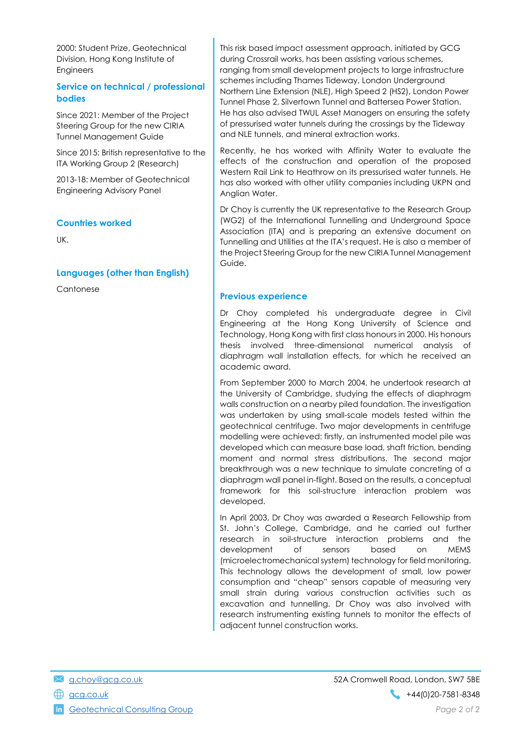2000: Student Prize, Geotechnical Division, Hong Kong Institute of Engineers

### Service on technical / professional bodies

Since 2021: Member of the Project Steering Group for the new CIRIA Tunnel Management Guide

Since 2015: British representative to the ITA Working Group 2 (Research)

2013-18: Member of Geotechnical Engineering Advisory Panel

### Countries worked

UK.

### Languages (other than English)

Cantonese

This risk based impact assessment approach, initiated by GCG during Crossrail works, has been assisting various schemes, ranging from small development projects to large infrastructure schemes including Thames Tideway, London Underground Northern Line Extension (NLE), High Speed 2 (HS2), London Power Tunnel Phase 2, Silvertown Tunnel and Battersea Power Station. He has also advised TWUL Asset Managers on ensuring the safety of pressurised water tunnels during the crossings by the Tideway and NLE tunnels, and mineral extraction works.

Recently, he has worked with Affinity Water to evaluate the effects of the construction and operation of the proposed Western Rail Link to Heathrow on its pressurised water tunnels. He has also worked with other utility companies including UKPN and Anglian Water.

Dr Choy is currently the UK representative to the Research Group (WG2) of the International Tunnelling and Underground Space Association (ITA) and is preparing an extensive document on Tunnelling and Utilities at the ITA's request. He is also a member of the Project Steering Group for the new CIRIA Tunnel Management Guide.

### Previous experience

Dr Choy completed his undergraduate degree in Civil Engineering at the Hong Kong University of Science and Technology, Hong Kong with first class honours in 2000. His honours thesis involved three-dimensional numerical analysis of diaphragm wall installation effects, for which he received an academic award.

From September 2000 to March 2004, he undertook research at the University of Cambridge, studying the effects of diaphragm walls construction on a nearby piled foundation. The investigation was undertaken by using small-scale models tested within the geotechnical centrifuge. Two major developments in centrifuge modelling were achieved: firstly, an instrumented model pile was developed which can measure base load, shaft friction, bending moment and normal stress distributions. The second major breakthrough was a new technique to simulate concreting of a diaphragm wall panel in-flight. Based on the results, a conceptual framework for this soil-structure interaction problem was developed.

In April 2003, Dr Choy was awarded a Research Fellowship from St. John's College, Cambridge, and he carried out further research in soil-structure interaction problems and the development of sensors based on MEMS (microelectromechanical system) technology for field monitoring. This technology allows the development of small, low power consumption and "cheap" sensors capable of measuring very small strain during various construction activities such as excavation and tunnelling. Dr Choy was also involved with research instrumenting existing tunnels to monitor the effects of adjacent tunnel construction works.

g.choy@gcg.co.uk
gcg.co.uk
Geotechnical Consulting Group

52A Cromwell Road, London, SW7 5BE
+44(0)20-7581-8348